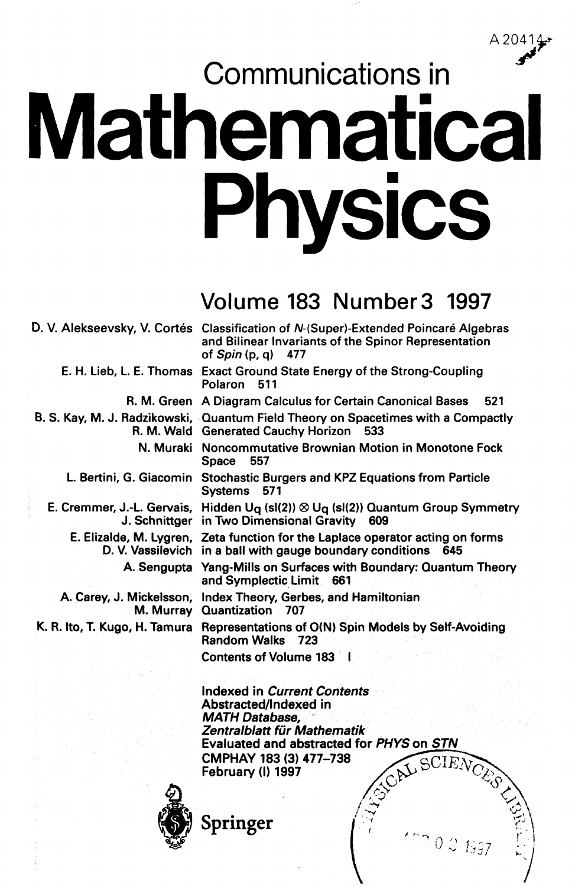A 20414

# Communications in Mathematical Physics

## Volume 183 Number 3 1997

D. V. Alekseevsky, V. Cortés — Classification of $N$-(Super)-Extended Poincaré Algebras and Bilinear Invariants of the Spinor Representation of $Spin(p, q)$ 477

E. H. Lieb, L. E. Thomas — Exact Ground State Energy of the Strong-Coupling Polaron 511

R. M. Green — A Diagram Calculus for Certain Canonical Bases 521

B. S. Kay, M. J. Radzikowski, R. M. Wald — Quantum Field Theory on Spacetimes with a Compactly Generated Cauchy Horizon 533

N. Muraki — Noncommutative Brownian Motion in Monotone Fock Space 557

L. Bertini, G. Giacomin — Stochastic Burgers and KPZ Equations from Particle Systems 571

E. Cremmer, J.-L. Gervais, J. Schnittger — Hidden $U_q(sl(2)) \otimes U_q(sl(2))$ Quantum Group Symmetry in Two Dimensional Gravity 609

E. Elizalde, M. Lygren, D. V. Vassilevich — Zeta function for the Laplace operator acting on forms in a ball with gauge boundary conditions 645

A. Sengupta — Yang-Mills on Surfaces with Boundary: Quantum Theory and Symplectic Limit 661

A. Carey, J. Mickelsson, M. Murray — Index Theory, Gerbes, and Hamiltonian Quantization 707

K. R. Ito, T. Kugo, H. Tamura — Representations of O(N) Spin Models by Self-Avoiding Random Walks 723

Contents of Volume 183 I

Indexed in *Current Contents*
Abstracted/Indexed in
*MATH Database,*
*Zentralblatt für Mathematik*
Evaluated and abstracted for *PHYS* on *STN*
CMPHAY 183 (3) 477–738
February (I) 1997

Springer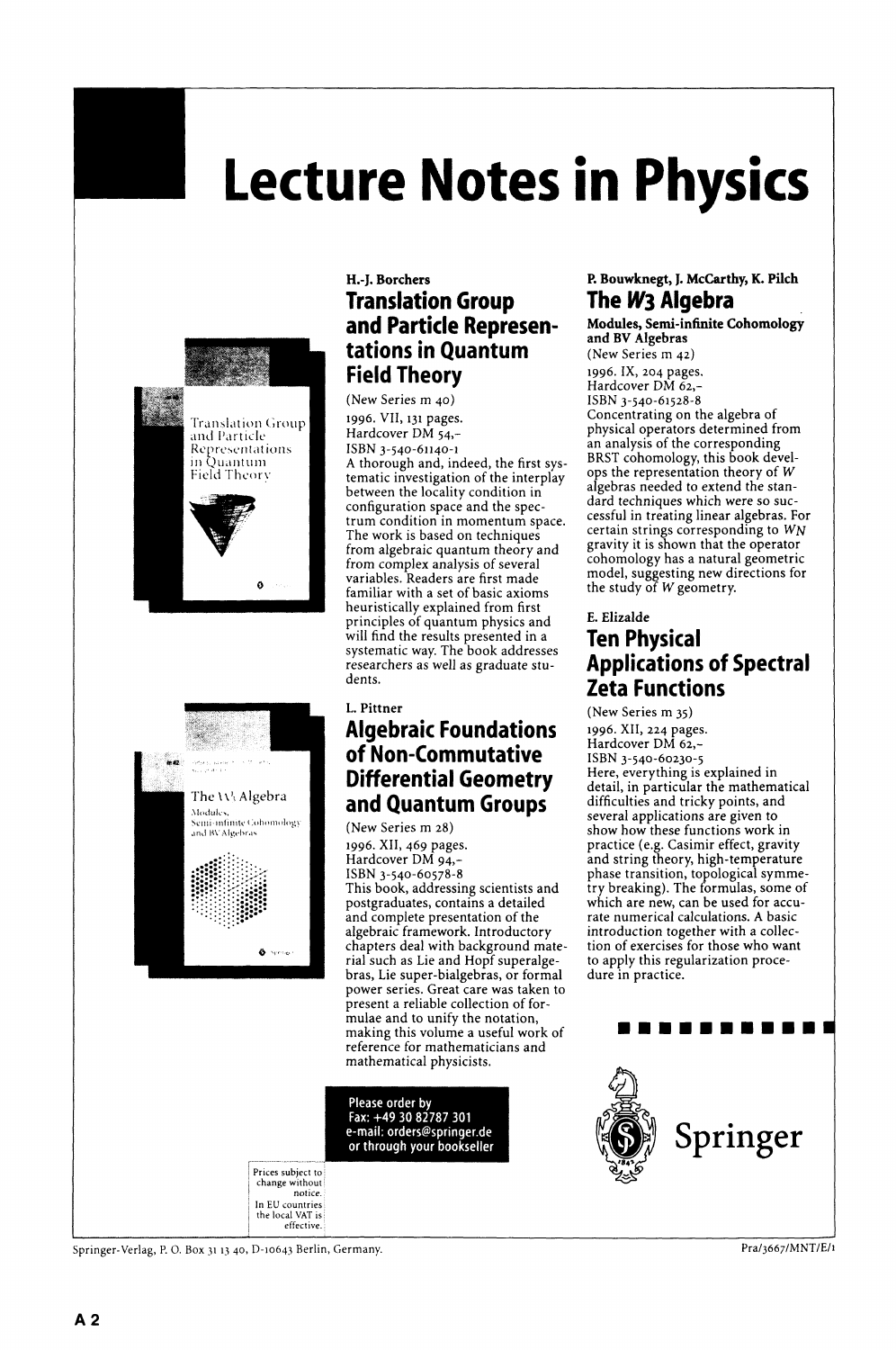# Lecture Notes in Physics

H.-J. Borchers

## Translation Group and Particle Representations in Quantum Field Theory

(New Series m 40)

1996. VII, 131 pages.
Hardcover DM 54,–
ISBN 3-540-61140-1

A thorough and, indeed, the first systematic investigation of the interplay between the locality condition in configuration space and the spectrum condition in momentum space. The work is based on techniques from algebraic quantum theory and from complex analysis of several variables. Readers are first made familiar with a set of basic axioms heuristically explained from first principles of quantum physics and will find the results presented in a systematic way. The book addresses researchers as well as graduate students.

L. Pittner

## Algebraic Foundations of Non-Commutative Differential Geometry and Quantum Groups

(New Series m 28)

1996. XII, 469 pages.
Hardcover DM 94,–
ISBN 3-540-60578-8

This book, addressing scientists and postgraduates, contains a detailed and complete presentation of the algebraic framework. Introductory chapters deal with background material such as Lie and Hopf superalgebras, Lie super-bialgebras, or formal power series. Great care was taken to present a reliable collection of formulae and to unify the notation, making this volume a useful work of reference for mathematicians and mathematical physicists.

P. Bouwknegt, J. McCarthy, K. Pilch

## The $W_3$ Algebra

**Modules, Semi-infinite Cohomology and BV Algebras**

(New Series m 42)

1996. IX, 204 pages.
Hardcover DM 62,–
ISBN 3-540-61528-8

Concentrating on the algebra of physical operators determined from an analysis of the corresponding BRST cohomology, this book develops the representation theory of $W$ algebras needed to extend the standard techniques which were so successful in treating linear algebras. For certain strings corresponding to $W_N$ gravity it is shown that the operator cohomology has a natural geometric model, suggesting new directions for the study of $W$ geometry.

E. Elizalde

## Ten Physical Applications of Spectral Zeta Functions

(New Series m 35)

1996. XII, 224 pages.
Hardcover DM 62,–
ISBN 3-540-60230-5

Here, everything is explained in detail, in particular the mathematical difficulties and tricky points, and several applications are given to show how these functions work in practice (e.g. Casimir effect, gravity and string theory, high-temperature phase transition, topological symmetry breaking). The formulas, some of which are new, can be used for accurate numerical calculations. A basic introduction together with a collection of exercises for those who want to apply this regularization procedure in practice.

**Please order by**
**Fax: +49 30 82787 301**
**e-mail: orders@springer.de**
**or through your bookseller**

Prices subject to change without notice.
In EU countries the local VAT is effective.

Springer

Springer-Verlag, P. O. Box 31 13 40, D-10643 Berlin, Germany.

Pra/3667/MNT/E/1